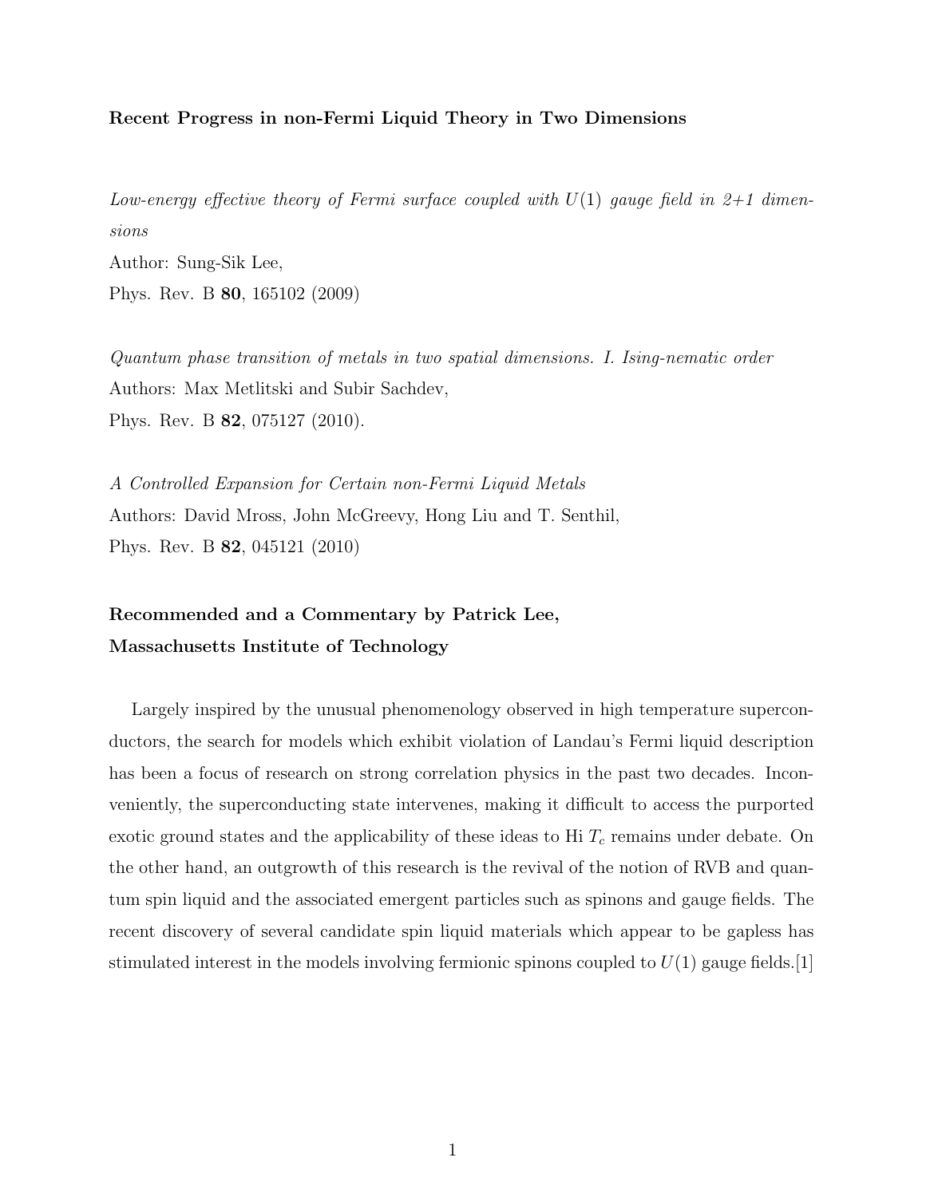**Recent Progress in non-Fermi Liquid Theory in Two Dimensions**

*Low-energy effective theory of Fermi surface coupled with $U(1)$ gauge field in 2+1 dimensions*
Author: Sung-Sik Lee,
Phys. Rev. B **80**, 165102 (2009)

*Quantum phase transition of metals in two spatial dimensions. I. Ising-nematic order*
Authors: Max Metlitski and Subir Sachdev,
Phys. Rev. B **82**, 075127 (2010).

*A Controlled Expansion for Certain non-Fermi Liquid Metals*
Authors: David Mross, John McGreevy, Hong Liu and T. Senthil,
Phys. Rev. B **82**, 045121 (2010)

**Recommended and a Commentary by Patrick Lee,**
**Massachusetts Institute of Technology**

Largely inspired by the unusual phenomenology observed in high temperature superconductors, the search for models which exhibit violation of Landau's Fermi liquid description has been a focus of research on strong correlation physics in the past two decades. Inconveniently, the superconducting state intervenes, making it difficult to access the purported exotic ground states and the applicability of these ideas to Hi $T_c$ remains under debate. On the other hand, an outgrowth of this research is the revival of the notion of RVB and quantum spin liquid and the associated emergent particles such as spinons and gauge fields. The recent discovery of several candidate spin liquid materials which appear to be gapless has stimulated interest in the models involving fermionic spinons coupled to $U(1)$ gauge fields.[1]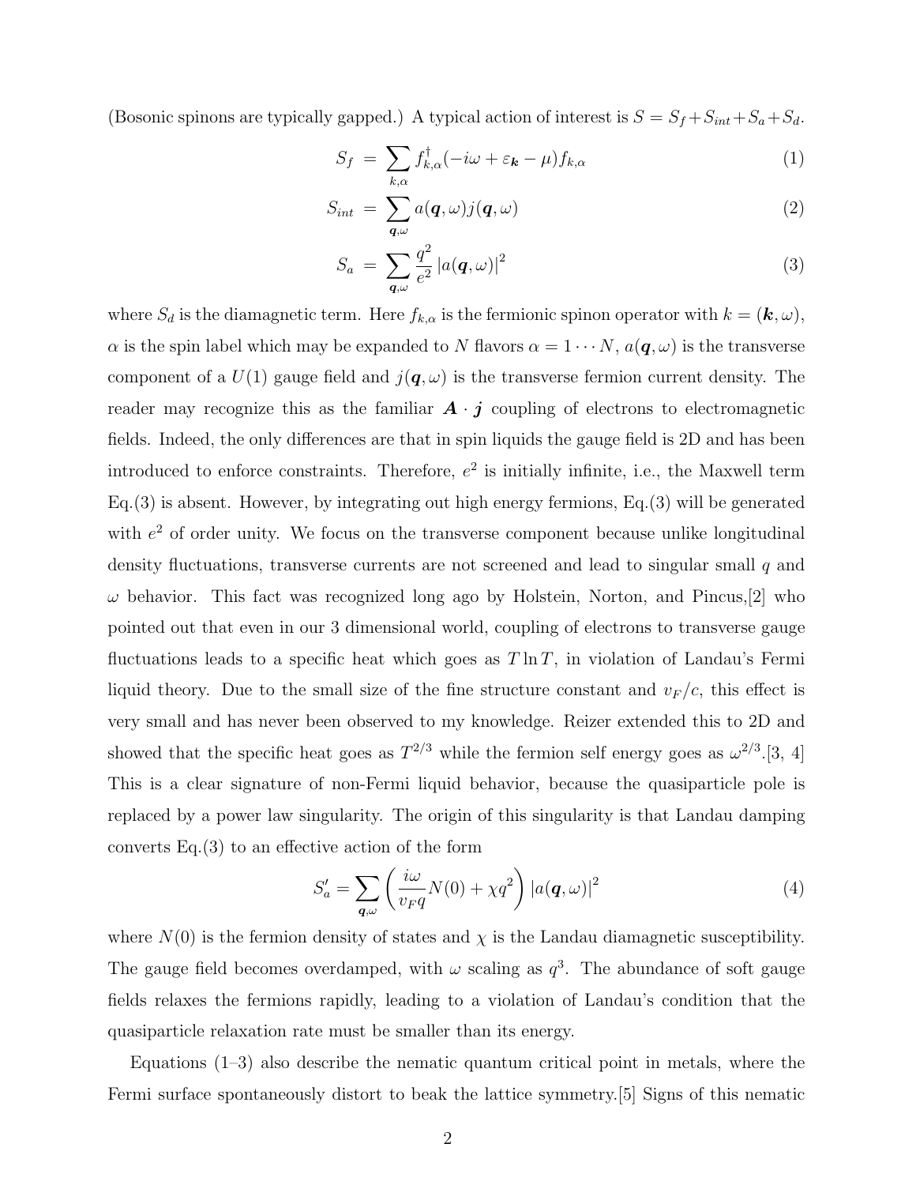(Bosonic spinons are typically gapped.) A typical action of interest is $S = S_f + S_{int} + S_a + S_d$.

$$S_f = \sum_{k,\alpha} f^\dagger_{k,\alpha}(-i\omega + \varepsilon_{\boldsymbol{k}} - \mu) f_{k,\alpha} \tag{1}$$

$$S_{int} = \sum_{\boldsymbol{q},\omega} a(\boldsymbol{q},\omega) j(\boldsymbol{q},\omega) \tag{2}$$

$$S_a = \sum_{\boldsymbol{q},\omega} \frac{q^2}{e^2} \left|a(\boldsymbol{q},\omega)\right|^2 \tag{3}$$

where $S_d$ is the diamagnetic term. Here $f_{k,\alpha}$ is the fermionic spinon operator with $k = (\boldsymbol{k}, \omega)$, $\alpha$ is the spin label which may be expanded to $N$ flavors $\alpha = 1 \cdots N$, $a(\boldsymbol{q},\omega)$ is the transverse component of a $U(1)$ gauge field and $j(\boldsymbol{q},\omega)$ is the transverse fermion current density. The reader may recognize this as the familiar $\boldsymbol{A} \cdot \boldsymbol{j}$ coupling of electrons to electromagnetic fields. Indeed, the only differences are that in spin liquids the gauge field is 2D and has been introduced to enforce constraints. Therefore, $e^2$ is initially infinite, i.e., the Maxwell term Eq.(3) is absent. However, by integrating out high energy fermions, Eq.(3) will be generated with $e^2$ of order unity. We focus on the transverse component because unlike longitudinal density fluctuations, transverse currents are not screened and lead to singular small $q$ and $\omega$ behavior. This fact was recognized long ago by Holstein, Norton, and Pincus,[2] who pointed out that even in our 3 dimensional world, coupling of electrons to transverse gauge fluctuations leads to a specific heat which goes as $T \ln T$, in violation of Landau's Fermi liquid theory. Due to the small size of the fine structure constant and $v_F/c$, this effect is very small and has never been observed to my knowledge. Reizer extended this to 2D and showed that the specific heat goes as $T^{2/3}$ while the fermion self energy goes as $\omega^{2/3}$.[3, 4] This is a clear signature of non-Fermi liquid behavior, because the quasiparticle pole is replaced by a power law singularity. The origin of this singularity is that Landau damping converts Eq.(3) to an effective action of the form

$$S'_a = \sum_{\boldsymbol{q},\omega} \left( \frac{i\omega}{v_F q} N(0) + \chi q^2 \right) \left|a(\boldsymbol{q},\omega)\right|^2 \tag{4}$$

where $N(0)$ is the fermion density of states and $\chi$ is the Landau diamagnetic susceptibility. The gauge field becomes overdamped, with $\omega$ scaling as $q^3$. The abundance of soft gauge fields relaxes the fermions rapidly, leading to a violation of Landau's condition that the quasiparticle relaxation rate must be smaller than its energy.

Equations (1–3) also describe the nematic quantum critical point in metals, where the Fermi surface spontaneously distort to beak the lattice symmetry.[5] Signs of this nematic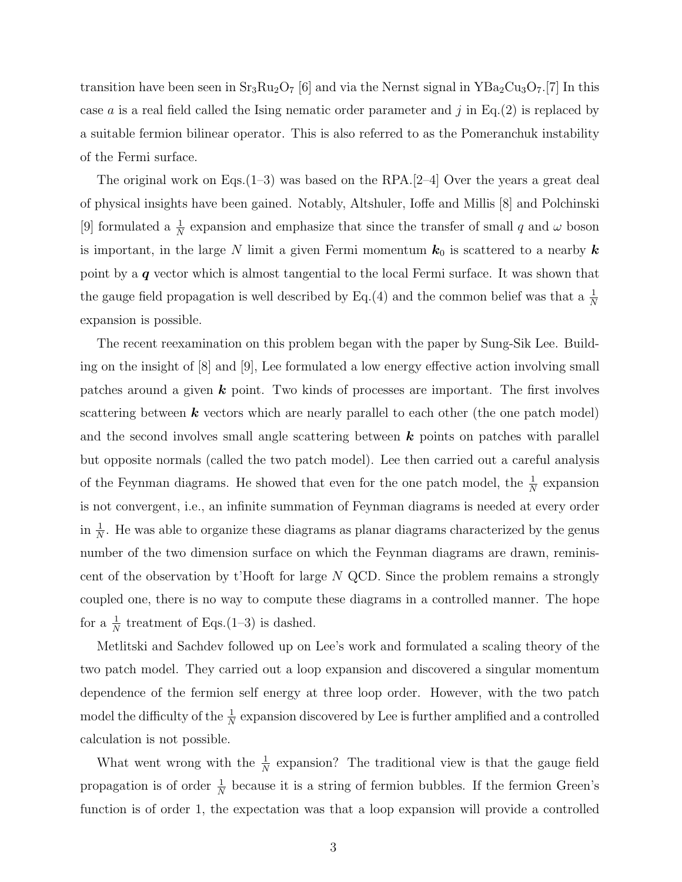transition have been seen in $Sr_3Ru_2O_7$ [6] and via the Nernst signal in $YBa_2Cu_3O_7$.[7] In this case $a$ is a real field called the Ising nematic order parameter and $j$ in Eq.(2) is replaced by a suitable fermion bilinear operator. This is also referred to as the Pomeranchuk instability of the Fermi surface.

The original work on Eqs.(1–3) was based on the RPA.[2–4] Over the years a great deal of physical insights have been gained. Notably, Altshuler, Ioffe and Millis [8] and Polchinski [9] formulated a $\frac{1}{N}$ expansion and emphasize that since the transfer of small $q$ and $\omega$ boson is important, in the large $N$ limit a given Fermi momentum $\boldsymbol{k}_0$ is scattered to a nearby $\boldsymbol{k}$ point by a $\boldsymbol{q}$ vector which is almost tangential to the local Fermi surface. It was shown that the gauge field propagation is well described by Eq.(4) and the common belief was that a $\frac{1}{N}$ expansion is possible.

The recent reexamination on this problem began with the paper by Sung-Sik Lee. Building on the insight of [8] and [9], Lee formulated a low energy effective action involving small patches around a given $\boldsymbol{k}$ point. Two kinds of processes are important. The first involves scattering between $\boldsymbol{k}$ vectors which are nearly parallel to each other (the one patch model) and the second involves small angle scattering between $\boldsymbol{k}$ points on patches with parallel but opposite normals (called the two patch model). Lee then carried out a careful analysis of the Feynman diagrams. He showed that even for the one patch model, the $\frac{1}{N}$ expansion is not convergent, i.e., an infinite summation of Feynman diagrams is needed at every order in $\frac{1}{N}$. He was able to organize these diagrams as planar diagrams characterized by the genus number of the two dimension surface on which the Feynman diagrams are drawn, reminiscent of the observation by t'Hooft for large $N$ QCD. Since the problem remains a strongly coupled one, there is no way to compute these diagrams in a controlled manner. The hope for a $\frac{1}{N}$ treatment of Eqs.(1–3) is dashed.

Metlitski and Sachdev followed up on Lee's work and formulated a scaling theory of the two patch model. They carried out a loop expansion and discovered a singular momentum dependence of the fermion self energy at three loop order. However, with the two patch model the difficulty of the $\frac{1}{N}$ expansion discovered by Lee is further amplified and a controlled calculation is not possible.

What went wrong with the $\frac{1}{N}$ expansion? The traditional view is that the gauge field propagation is of order $\frac{1}{N}$ because it is a string of fermion bubbles. If the fermion Green's function is of order 1, the expectation was that a loop expansion will provide a controlled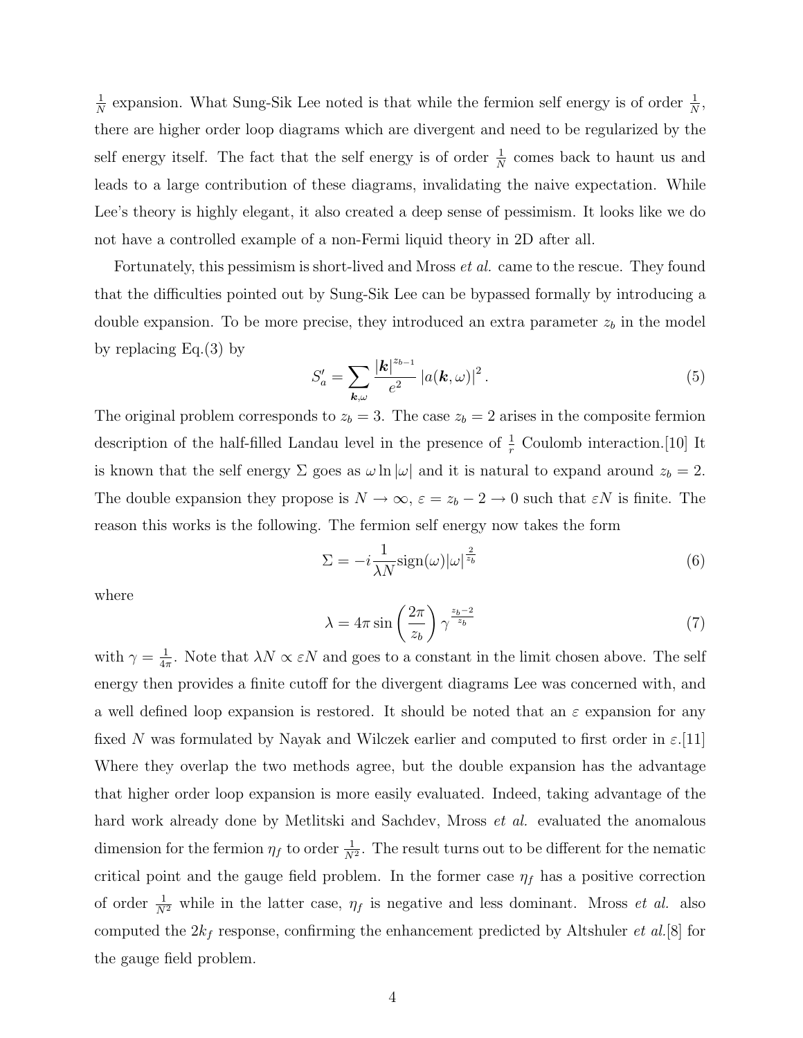$\frac{1}{N}$ expansion. What Sung-Sik Lee noted is that while the fermion self energy is of order $\frac{1}{N}$, there are higher order loop diagrams which are divergent and need to be regularized by the self energy itself. The fact that the self energy is of order $\frac{1}{N}$ comes back to haunt us and leads to a large contribution of these diagrams, invalidating the naive expectation. While Lee's theory is highly elegant, it also created a deep sense of pessimism. It looks like we do not have a controlled example of a non-Fermi liquid theory in 2D after all.

Fortunately, this pessimism is short-lived and Mross *et al.* came to the rescue. They found that the difficulties pointed out by Sung-Sik Lee can be bypassed formally by introducing a double expansion. To be more precise, they introduced an extra parameter $z_b$ in the model by replacing Eq.(3) by

$$S'_a = \sum_{\boldsymbol{k},\omega} \frac{|\boldsymbol{k}|^{z_b-1}}{e^2} |a(\boldsymbol{k},\omega)|^2 . \tag{5}$$

The original problem corresponds to $z_b = 3$. The case $z_b = 2$ arises in the composite fermion description of the half-filled Landau level in the presence of $\frac{1}{r}$ Coulomb interaction.[10] It is known that the self energy $\Sigma$ goes as $\omega \ln |\omega|$ and it is natural to expand around $z_b = 2$. The double expansion they propose is $N \to \infty$, $\varepsilon = z_b - 2 \to 0$ such that $\varepsilon N$ is finite. The reason this works is the following. The fermion self energy now takes the form

$$\Sigma = -i \frac{1}{\lambda N} \text{sign}(\omega) |\omega|^{\frac{2}{z_b}} \tag{6}$$

where

$$\lambda = 4\pi \sin\left(\frac{2\pi}{z_b}\right) \gamma^{\frac{z_b-2}{z_b}} \tag{7}$$

with $\gamma = \frac{1}{4\pi}$. Note that $\lambda N \propto \varepsilon N$ and goes to a constant in the limit chosen above. The self energy then provides a finite cutoff for the divergent diagrams Lee was concerned with, and a well defined loop expansion is restored. It should be noted that an $\varepsilon$ expansion for any fixed $N$ was formulated by Nayak and Wilczek earlier and computed to first order in $\varepsilon$.[11] Where they overlap the two methods agree, but the double expansion has the advantage that higher order loop expansion is more easily evaluated. Indeed, taking advantage of the hard work already done by Metlitski and Sachdev, Mross *et al.* evaluated the anomalous dimension for the fermion $\eta_f$ to order $\frac{1}{N^2}$. The result turns out to be different for the nematic critical point and the gauge field problem. In the former case $\eta_f$ has a positive correction of order $\frac{1}{N^2}$ while in the latter case, $\eta_f$ is negative and less dominant. Mross *et al.* also computed the $2k_f$ response, confirming the enhancement predicted by Altshuler *et al.*[8] for the gauge field problem.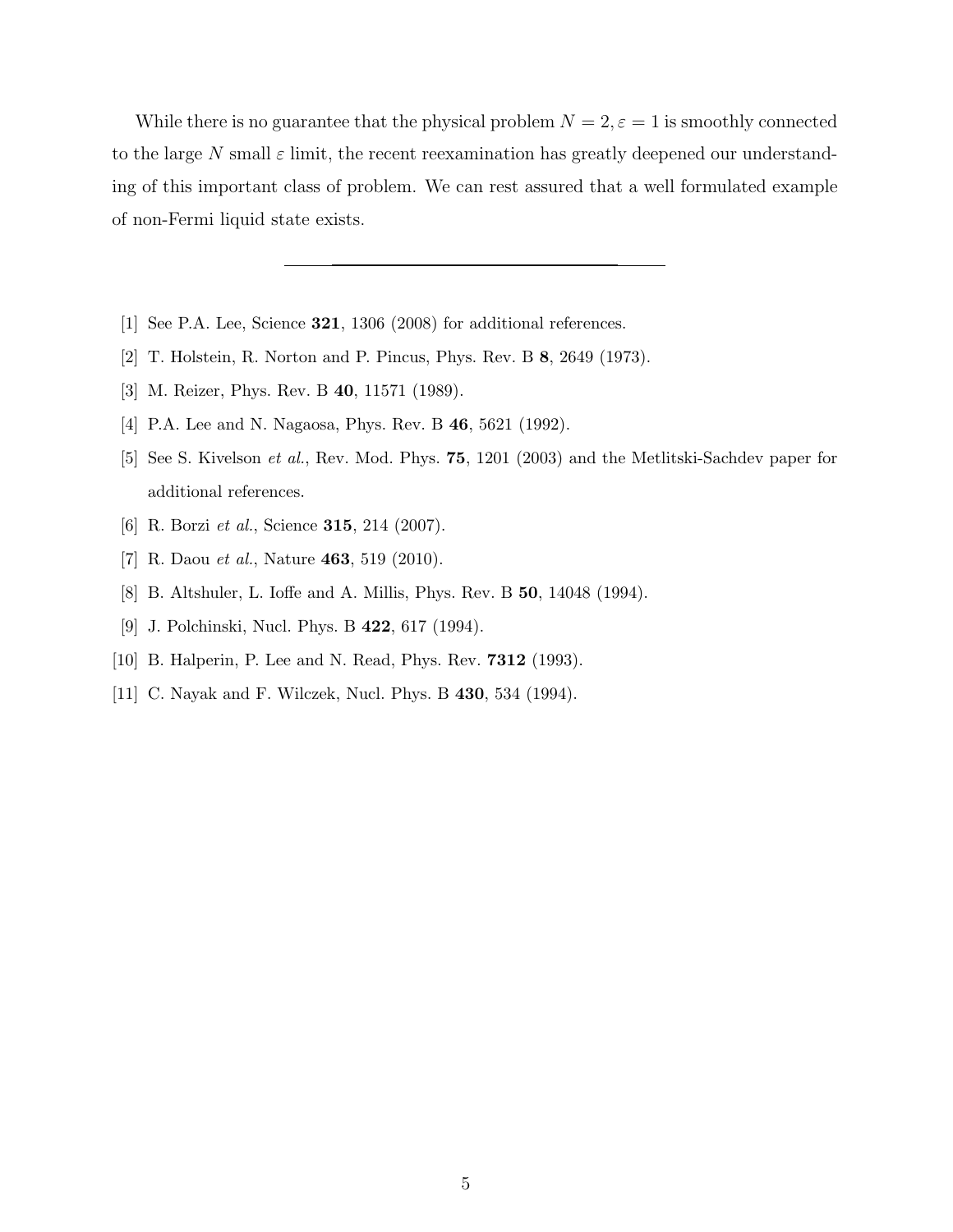While there is no guarantee that the physical problem $N = 2, \varepsilon = 1$ is smoothly connected to the large $N$ small $\varepsilon$ limit, the recent reexamination has greatly deepened our understanding of this important class of problem. We can rest assured that a well formulated example of non-Fermi liquid state exists.

---

[1] See P.A. Lee, Science **321**, 1306 (2008) for additional references.

[2] T. Holstein, R. Norton and P. Pincus, Phys. Rev. B **8**, 2649 (1973).

[3] M. Reizer, Phys. Rev. B **40**, 11571 (1989).

[4] P.A. Lee and N. Nagaosa, Phys. Rev. B **46**, 5621 (1992).

[5] See S. Kivelson *et al.*, Rev. Mod. Phys. **75**, 1201 (2003) and the Metlitski-Sachdev paper for additional references.

[6] R. Borzi *et al.*, Science **315**, 214 (2007).

[7] R. Daou *et al.*, Nature **463**, 519 (2010).

[8] B. Altshuler, L. Ioffe and A. Millis, Phys. Rev. B **50**, 14048 (1994).

[9] J. Polchinski, Nucl. Phys. B **422**, 617 (1994).

[10] B. Halperin, P. Lee and N. Read, Phys. Rev. **7312** (1993).

[11] C. Nayak and F. Wilczek, Nucl. Phys. B **430**, 534 (1994).